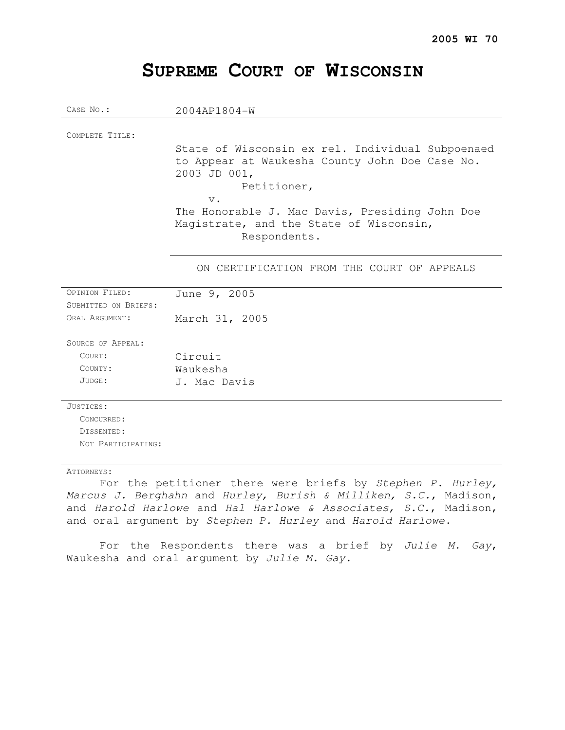**2005 WI 70**

# SUPREME COURT OF WISCONSIN

| | |
|---|---|
| CASE NO.: | 2004AP1804-W |
| COMPLETE TITLE: | State of Wisconsin ex rel. Individual Subpoenaed to Appear at Waukesha County John Doe Case No. 2003 JD 001,<br>Petitioner,<br>v.<br>The Honorable J. Mac Davis, Presiding John Doe Magistrate, and the State of Wisconsin,<br>Respondents. |
| | ON CERTIFICATION FROM THE COURT OF APPEALS |
| OPINION FILED: | June 9, 2005 |
| SUBMITTED ON BRIEFS: | |
| ORAL ARGUMENT: | March 31, 2005 |
| SOURCE OF APPEAL: | |
| COURT: | Circuit |
| COUNTY: | Waukesha |
| JUDGE: | J. Mac Davis |
| JUSTICES: | |
| CONCURRED: | |
| DISSENTED: | |
| NOT PARTICIPATING: | |

ATTORNEYS:

For the petitioner there were briefs by *Stephen P. Hurley, Marcus J. Berghahn* and *Hurley, Burish & Milliken, S.C.*, Madison, and *Harold Harlowe* and *Hal Harlowe & Associates, S.C.*, Madison, and oral argument by *Stephen P. Hurley* and *Harold Harlowe*.

For the Respondents there was a brief by *Julie M. Gay*, Waukesha and oral argument by *Julie M. Gay*.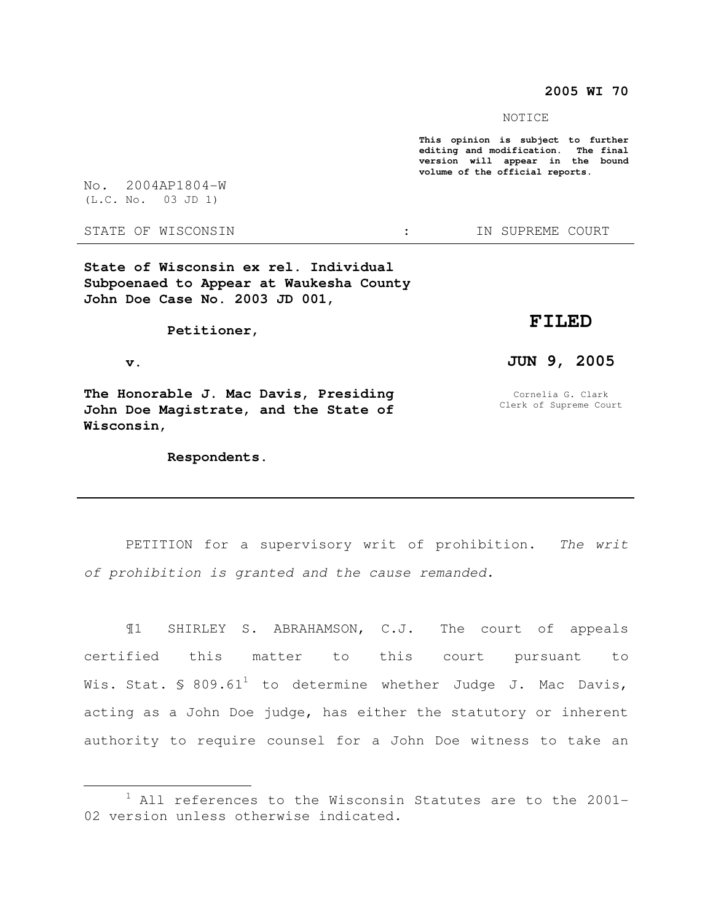**2005 WI 70**

NOTICE

**This opinion is subject to further editing and modification. The final version will appear in the bound volume of the official reports.**

No. 2004AP1804-W
(L.C. No. 03 JD 1)

STATE OF WISCONSIN : IN SUPREME COURT

---

**State of Wisconsin ex rel. Individual Subpoenaed to Appear at Waukesha County John Doe Case No. 2003 JD 001,**

**Petitioner,**

**v.**

**The Honorable J. Mac Davis, Presiding John Doe Magistrate, and the State of Wisconsin,**

**Respondents.**

**FILED**

**JUN 9, 2005**

Cornelia G. Clark
Clerk of Supreme Court

---

PETITION for a supervisory writ of prohibition. *The writ of prohibition is granted and the cause remanded.*

¶1 SHIRLEY S. ABRAHAMSON, C.J. The court of appeals certified this matter to this court pursuant to Wis. Stat. § 809.61[1] to determine whether Judge J. Mac Davis, acting as a John Doe judge, has either the statutory or inherent authority to require counsel for a John Doe witness to take an

---

[1] All references to the Wisconsin Statutes are to the 2001-02 version unless otherwise indicated.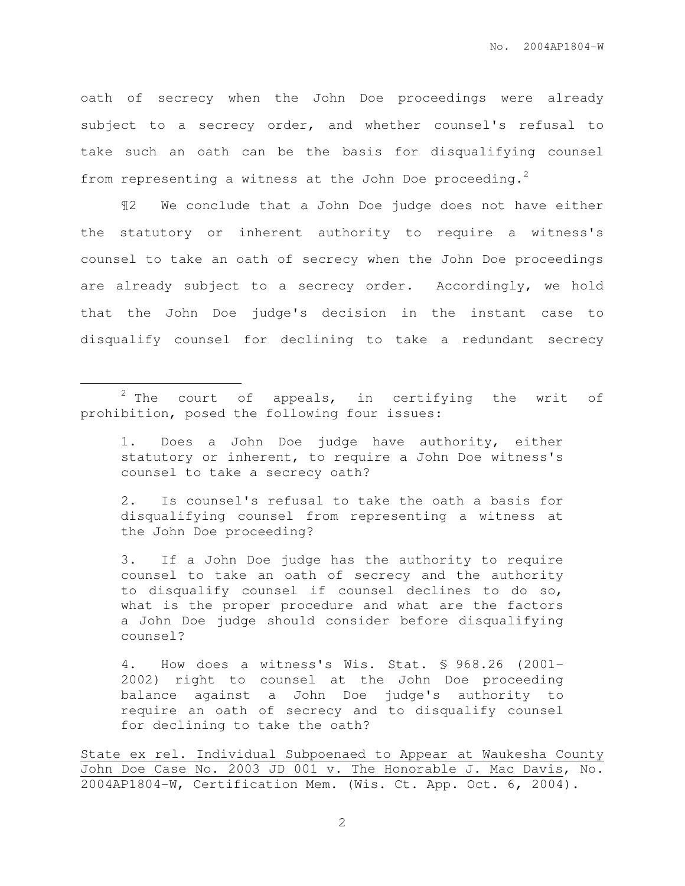oath of secrecy when the John Doe proceedings were already subject to a secrecy order, and whether counsel's refusal to take such an oath can be the basis for disqualifying counsel from representing a witness at the John Doe proceeding.[2]

¶2 We conclude that a John Doe judge does not have either the statutory or inherent authority to require a witness's counsel to take an oath of secrecy when the John Doe proceedings are already subject to a secrecy order. Accordingly, we hold that the John Doe judge's decision in the instant case to disqualify counsel for declining to take a redundant secrecy

---

[2] The court of appeals, in certifying the writ of prohibition, posed the following four issues:

> 1. Does a John Doe judge have authority, either statutory or inherent, to require a John Doe witness's counsel to take a secrecy oath?
>
> 2. Is counsel's refusal to take the oath a basis for disqualifying counsel from representing a witness at the John Doe proceeding?
>
> 3. If a John Doe judge has the authority to require counsel to take an oath of secrecy and the authority to disqualify counsel if counsel declines to do so, what is the proper procedure and what are the factors a John Doe judge should consider before disqualifying counsel?
>
> 4. How does a witness's Wis. Stat. § 968.26 (2001-2002) right to counsel at the John Doe proceeding balance against a John Doe judge's authority to require an oath of secrecy and to disqualify counsel for declining to take the oath?

State ex rel. Individual Subpoenaed to Appear at Waukesha County John Doe Case No. 2003 JD 001 v. The Honorable J. Mac Davis, No. 2004AP1804-W, Certification Mem. (Wis. Ct. App. Oct. 6, 2004).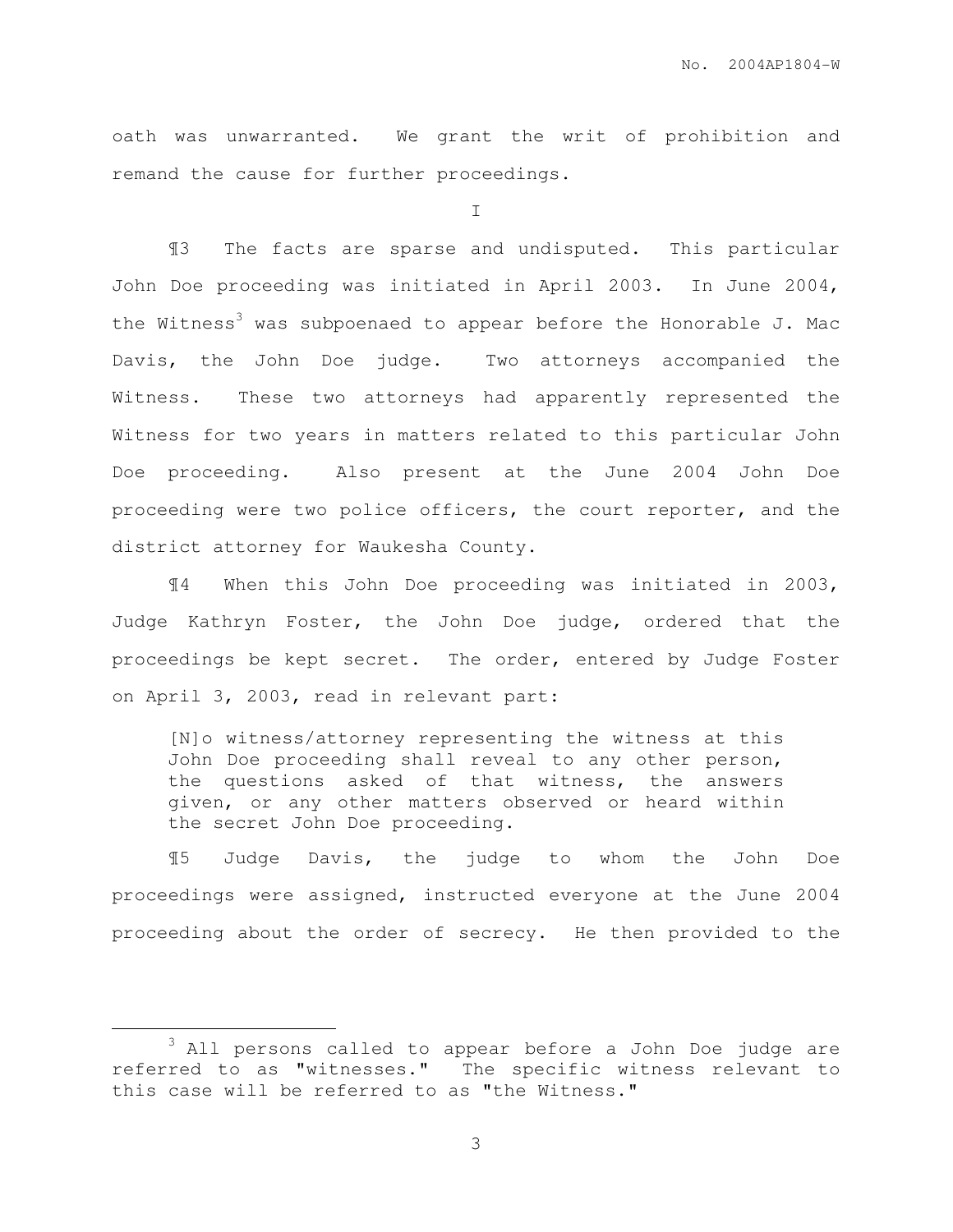oath was unwarranted. We grant the writ of prohibition and remand the cause for further proceedings.

I

¶3 The facts are sparse and undisputed. This particular John Doe proceeding was initiated in April 2003. In June 2004, the Witness[3] was subpoenaed to appear before the Honorable J. Mac Davis, the John Doe judge. Two attorneys accompanied the Witness. These two attorneys had apparently represented the Witness for two years in matters related to this particular John Doe proceeding. Also present at the June 2004 John Doe proceeding were two police officers, the court reporter, and the district attorney for Waukesha County.

¶4 When this John Doe proceeding was initiated in 2003, Judge Kathryn Foster, the John Doe judge, ordered that the proceedings be kept secret. The order, entered by Judge Foster on April 3, 2003, read in relevant part:

> [N]o witness/attorney representing the witness at this John Doe proceeding shall reveal to any other person, the questions asked of that witness, the answers given, or any other matters observed or heard within the secret John Doe proceeding.

¶5 Judge Davis, the judge to whom the John Doe proceedings were assigned, instructed everyone at the June 2004 proceeding about the order of secrecy. He then provided to the

---

[3] All persons called to appear before a John Doe judge are referred to as "witnesses." The specific witness relevant to this case will be referred to as "the Witness."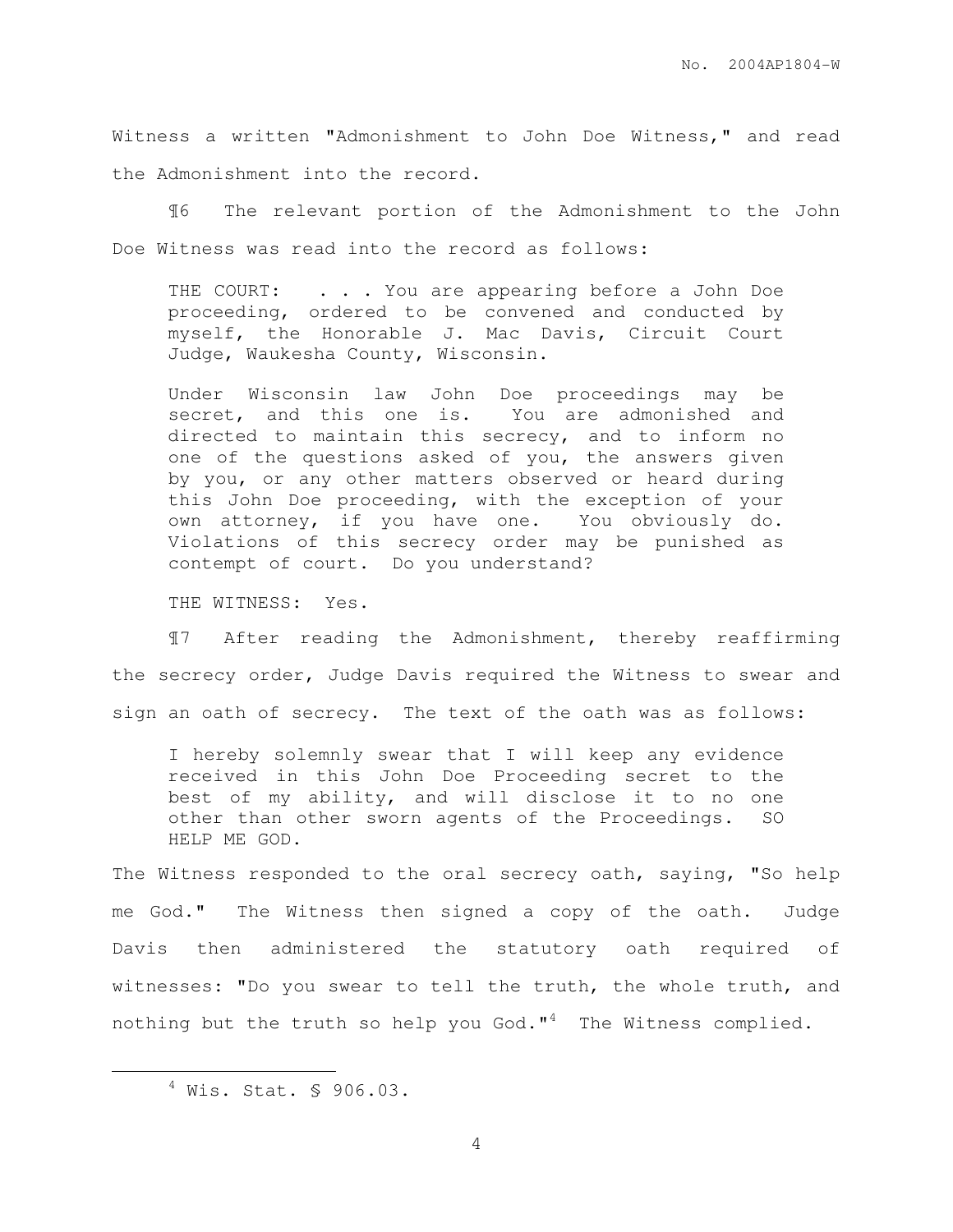Witness a written "Admonishment to John Doe Witness," and read the Admonishment into the record.

¶6 The relevant portion of the Admonishment to the John Doe Witness was read into the record as follows:

> THE COURT: . . . You are appearing before a John Doe proceeding, ordered to be convened and conducted by myself, the Honorable J. Mac Davis, Circuit Court Judge, Waukesha County, Wisconsin.
>
> Under Wisconsin law John Doe proceedings may be secret, and this one is. You are admonished and directed to maintain this secrecy, and to inform no one of the questions asked of you, the answers given by you, or any other matters observed or heard during this John Doe proceeding, with the exception of your own attorney, if you have one. You obviously do. Violations of this secrecy order may be punished as contempt of court. Do you understand?
>
> THE WITNESS: Yes.

¶7 After reading the Admonishment, thereby reaffirming the secrecy order, Judge Davis required the Witness to swear and sign an oath of secrecy. The text of the oath was as follows:

> I hereby solemnly swear that I will keep any evidence received in this John Doe Proceeding secret to the best of my ability, and will disclose it to no one other than other sworn agents of the Proceedings. SO HELP ME GOD.

The Witness responded to the oral secrecy oath, saying, "So help me God." The Witness then signed a copy of the oath. Judge Davis then administered the statutory oath required of witnesses: "Do you swear to tell the truth, the whole truth, and nothing but the truth so help you God."[4] The Witness complied.

---

[4] Wis. Stat. § 906.03.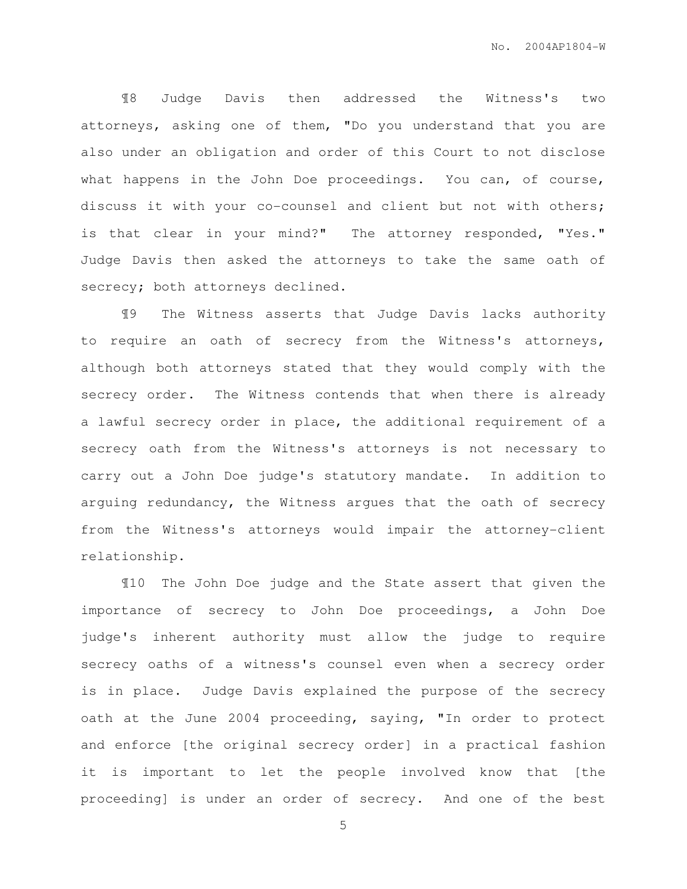¶8 Judge Davis then addressed the Witness's two attorneys, asking one of them, "Do you understand that you are also under an obligation and order of this Court to not disclose what happens in the John Doe proceedings. You can, of course, discuss it with your co-counsel and client but not with others; is that clear in your mind?" The attorney responded, "Yes." Judge Davis then asked the attorneys to take the same oath of secrecy; both attorneys declined.

¶9 The Witness asserts that Judge Davis lacks authority to require an oath of secrecy from the Witness's attorneys, although both attorneys stated that they would comply with the secrecy order. The Witness contends that when there is already a lawful secrecy order in place, the additional requirement of a secrecy oath from the Witness's attorneys is not necessary to carry out a John Doe judge's statutory mandate. In addition to arguing redundancy, the Witness argues that the oath of secrecy from the Witness's attorneys would impair the attorney-client relationship.

¶10 The John Doe judge and the State assert that given the importance of secrecy to John Doe proceedings, a John Doe judge's inherent authority must allow the judge to require secrecy oaths of a witness's counsel even when a secrecy order is in place. Judge Davis explained the purpose of the secrecy oath at the June 2004 proceeding, saying, "In order to protect and enforce [the original secrecy order] in a practical fashion it is important to let the people involved know that [the proceeding] is under an order of secrecy. And one of the best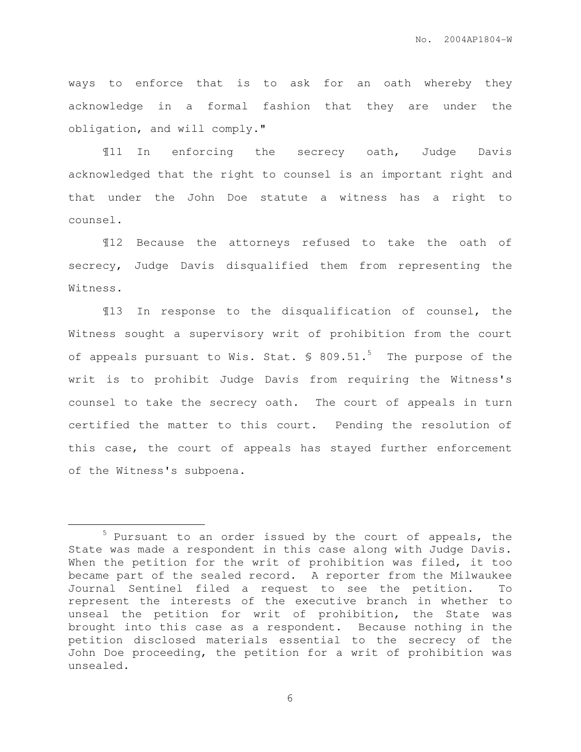ways to enforce that is to ask for an oath whereby they acknowledge in a formal fashion that they are under the obligation, and will comply."

¶11 In enforcing the secrecy oath, Judge Davis acknowledged that the right to counsel is an important right and that under the John Doe statute a witness has a right to counsel.

¶12 Because the attorneys refused to take the oath of secrecy, Judge Davis disqualified them from representing the Witness.

¶13 In response to the disqualification of counsel, the Witness sought a supervisory writ of prohibition from the court of appeals pursuant to Wis. Stat. § 809.51.[5] The purpose of the writ is to prohibit Judge Davis from requiring the Witness's counsel to take the secrecy oath. The court of appeals in turn certified the matter to this court. Pending the resolution of this case, the court of appeals has stayed further enforcement of the Witness's subpoena.

---

[5] Pursuant to an order issued by the court of appeals, the State was made a respondent in this case along with Judge Davis. When the petition for the writ of prohibition was filed, it too became part of the sealed record. A reporter from the Milwaukee Journal Sentinel filed a request to see the petition. To represent the interests of the executive branch in whether to unseal the petition for writ of prohibition, the State was brought into this case as a respondent. Because nothing in the petition disclosed materials essential to the secrecy of the John Doe proceeding, the petition for a writ of prohibition was unsealed.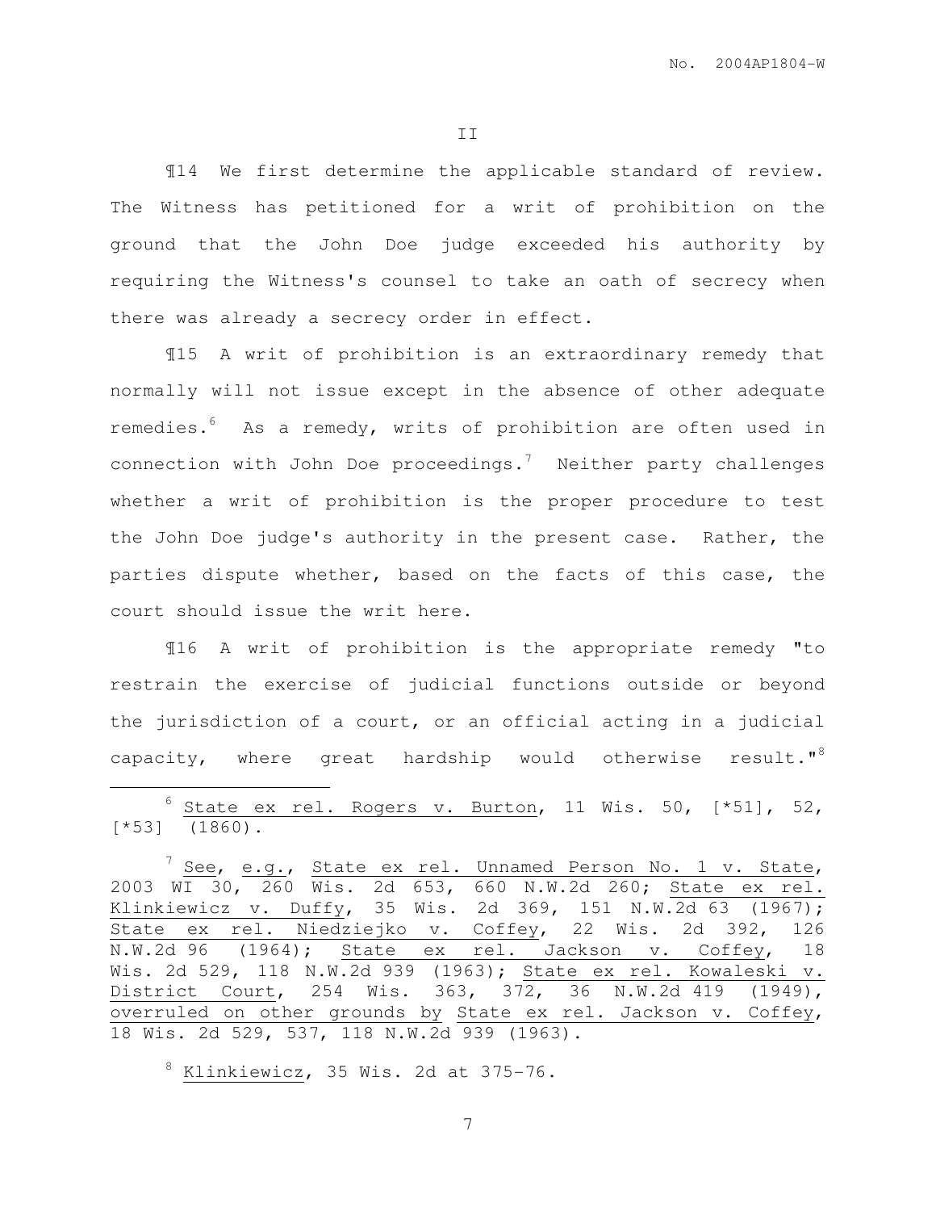II

¶14 We first determine the applicable standard of review. The Witness has petitioned for a writ of prohibition on the ground that the John Doe judge exceeded his authority by requiring the Witness's counsel to take an oath of secrecy when there was already a secrecy order in effect.

¶15 A writ of prohibition is an extraordinary remedy that normally will not issue except in the absence of other adequate remedies.[6] As a remedy, writs of prohibition are often used in connection with John Doe proceedings.[7] Neither party challenges whether a writ of prohibition is the proper procedure to test the John Doe judge's authority in the present case. Rather, the parties dispute whether, based on the facts of this case, the court should issue the writ here.

¶16 A writ of prohibition is the appropriate remedy "to restrain the exercise of judicial functions outside or beyond the jurisdiction of a court, or an official acting in a judicial capacity, where great hardship would otherwise result."[8]

---

[6] State ex rel. Rogers v. Burton, 11 Wis. 50, [*51], 52, [*53] (1860).

[7] See, e.g., State ex rel. Unnamed Person No. 1 v. State, 2003 WI 30, 260 Wis. 2d 653, 660 N.W.2d 260; State ex rel. Klinkiewicz v. Duffy, 35 Wis. 2d 369, 151 N.W.2d 63 (1967); State ex rel. Niedziejko v. Coffey, 22 Wis. 2d 392, 126 N.W.2d 96 (1964); State ex rel. Jackson v. Coffey, 18 Wis. 2d 529, 118 N.W.2d 939 (1963); State ex rel. Kowaleski v. District Court, 254 Wis. 363, 372, 36 N.W.2d 419 (1949), overruled on other grounds by State ex rel. Jackson v. Coffey, 18 Wis. 2d 529, 537, 118 N.W.2d 939 (1963).

[8] Klinkiewicz, 35 Wis. 2d at 375-76.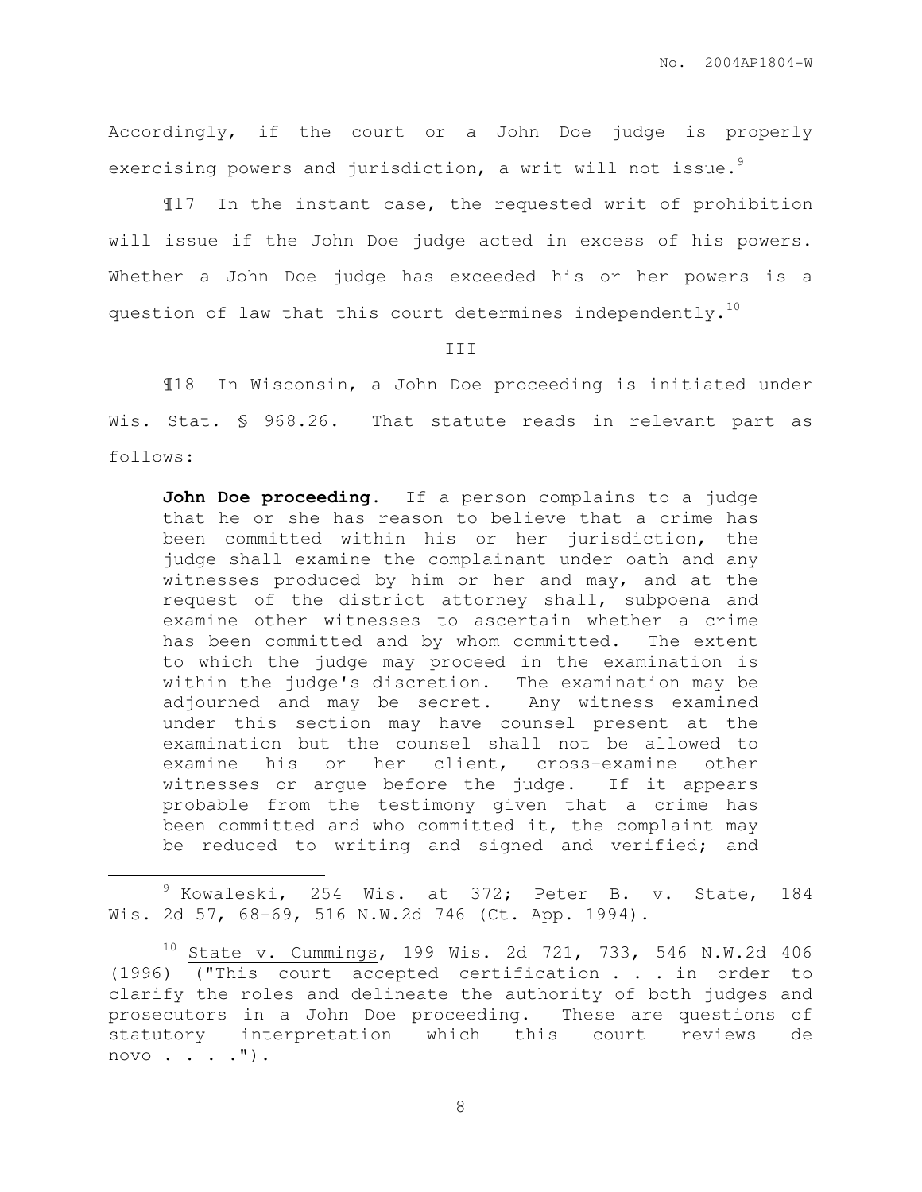Accordingly, if the court or a John Doe judge is properly exercising powers and jurisdiction, a writ will not issue.[9]

¶17 In the instant case, the requested writ of prohibition will issue if the John Doe judge acted in excess of his powers. Whether a John Doe judge has exceeded his or her powers is a question of law that this court determines independently.[10]

III

¶18 In Wisconsin, a John Doe proceeding is initiated under Wis. Stat. § 968.26. That statute reads in relevant part as follows:

> **John Doe proceeding.** If a person complains to a judge that he or she has reason to believe that a crime has been committed within his or her jurisdiction, the judge shall examine the complainant under oath and any witnesses produced by him or her and may, and at the request of the district attorney shall, subpoena and examine other witnesses to ascertain whether a crime has been committed and by whom committed. The extent to which the judge may proceed in the examination is within the judge's discretion. The examination may be adjourned and may be secret. Any witness examined under this section may have counsel present at the examination but the counsel shall not be allowed to examine his or her client, cross-examine other witnesses or argue before the judge. If it appears probable from the testimony given that a crime has been committed and who committed it, the complaint may be reduced to writing and signed and verified; and

---

[9] Kowaleski, 254 Wis. at 372; Peter B. v. State, 184 Wis. 2d 57, 68-69, 516 N.W.2d 746 (Ct. App. 1994).

[10] State v. Cummings, 199 Wis. 2d 721, 733, 546 N.W.2d 406 (1996) ("This court accepted certification . . . in order to clarify the roles and delineate the authority of both judges and prosecutors in a John Doe proceeding. These are questions of statutory interpretation which this court reviews de novo . . . .").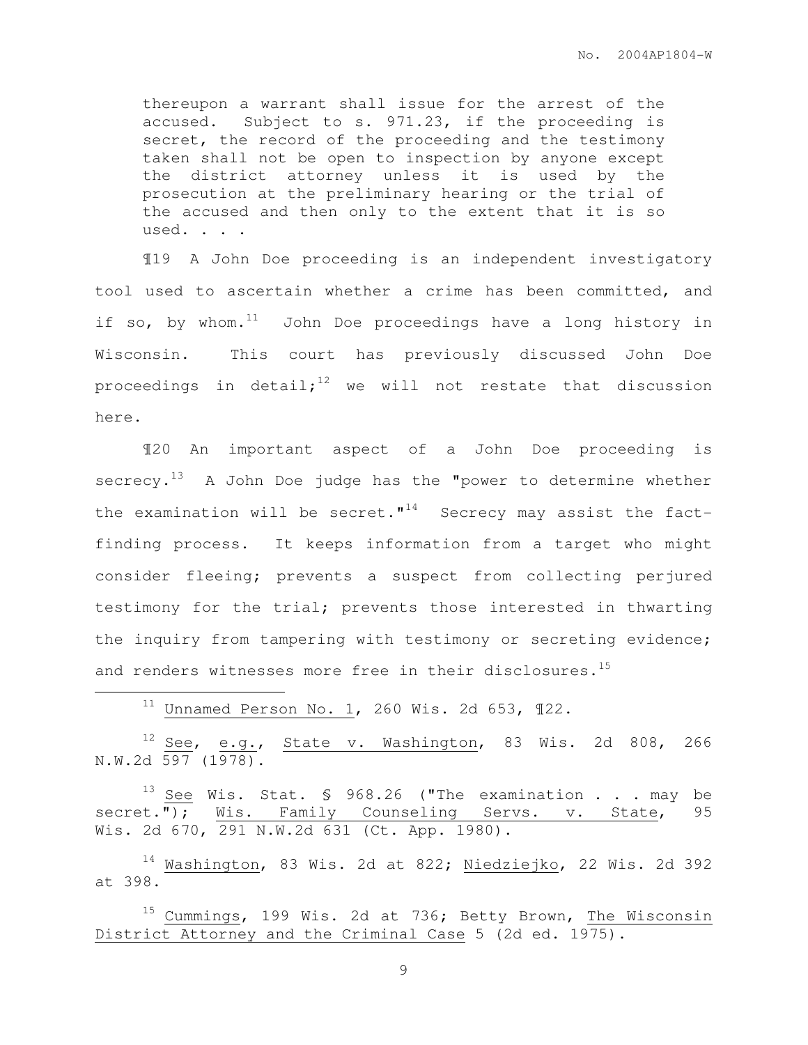> thereupon a warrant shall issue for the arrest of the accused. Subject to s. 971.23, if the proceeding is secret, the record of the proceeding and the testimony taken shall not be open to inspection by anyone except the district attorney unless it is used by the prosecution at the preliminary hearing or the trial of the accused and then only to the extent that it is so used. . . .

¶19 A John Doe proceeding is an independent investigatory tool used to ascertain whether a crime has been committed, and if so, by whom.[11] John Doe proceedings have a long history in Wisconsin. This court has previously discussed John Doe proceedings in detail;[12] we will not restate that discussion here.

¶20 An important aspect of a John Doe proceeding is secrecy.[13] A John Doe judge has the "power to determine whether the examination will be secret."[14] Secrecy may assist the fact-finding process. It keeps information from a target who might consider fleeing; prevents a suspect from collecting perjured testimony for the trial; prevents those interested in thwarting the inquiry from tampering with testimony or secreting evidence; and renders witnesses more free in their disclosures.[15]

---

[11] Unnamed Person No. 1, 260 Wis. 2d 653, ¶22.

[12] See, e.g., State v. Washington, 83 Wis. 2d 808, 266 N.W.2d 597 (1978).

[13] See Wis. Stat. § 968.26 ("The examination . . . may be secret."); Wis. Family Counseling Servs. v. State, 95 Wis. 2d 670, 291 N.W.2d 631 (Ct. App. 1980).

[14] Washington, 83 Wis. 2d at 822; Niedziejko, 22 Wis. 2d 392 at 398.

[15] Cummings, 199 Wis. 2d at 736; Betty Brown, The Wisconsin District Attorney and the Criminal Case 5 (2d ed. 1975).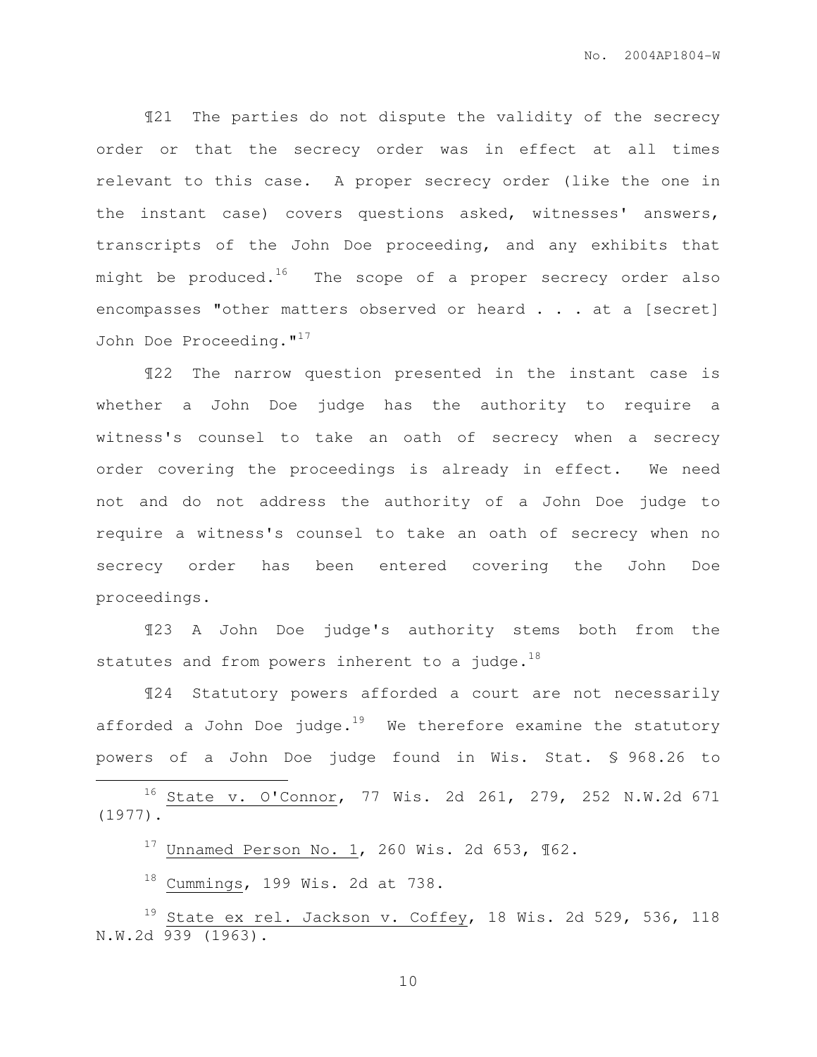¶21 The parties do not dispute the validity of the secrecy order or that the secrecy order was in effect at all times relevant to this case. A proper secrecy order (like the one in the instant case) covers questions asked, witnesses' answers, transcripts of the John Doe proceeding, and any exhibits that might be produced.[16] The scope of a proper secrecy order also encompasses "other matters observed or heard . . . at a [secret] John Doe Proceeding."[17]

¶22 The narrow question presented in the instant case is whether a John Doe judge has the authority to require a witness's counsel to take an oath of secrecy when a secrecy order covering the proceedings is already in effect. We need not and do not address the authority of a John Doe judge to require a witness's counsel to take an oath of secrecy when no secrecy order has been entered covering the John Doe proceedings.

¶23 A John Doe judge's authority stems both from the statutes and from powers inherent to a judge.[18]

¶24 Statutory powers afforded a court are not necessarily afforded a John Doe judge.[19] We therefore examine the statutory powers of a John Doe judge found in Wis. Stat. § 968.26 to

---

[16] State v. O'Connor, 77 Wis. 2d 261, 279, 252 N.W.2d 671 (1977).

[17] Unnamed Person No. 1, 260 Wis. 2d 653, ¶62.

[18] Cummings, 199 Wis. 2d at 738.

[19] State ex rel. Jackson v. Coffey, 18 Wis. 2d 529, 536, 118 N.W.2d 939 (1963).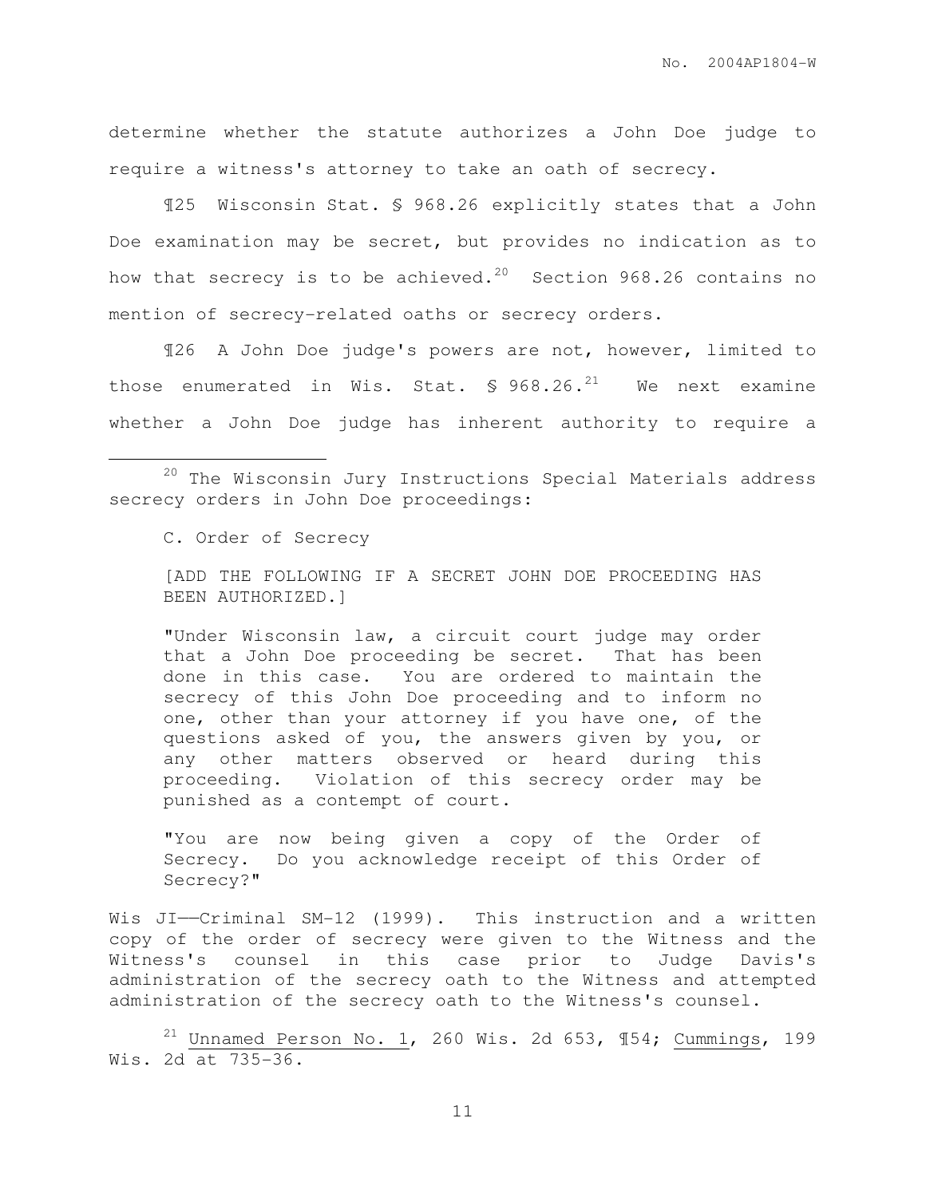determine whether the statute authorizes a John Doe judge to require a witness's attorney to take an oath of secrecy.

¶25 Wisconsin Stat. § 968.26 explicitly states that a John Doe examination may be secret, but provides no indication as to how that secrecy is to be achieved.[20] Section 968.26 contains no mention of secrecy-related oaths or secrecy orders.

¶26 A John Doe judge's powers are not, however, limited to those enumerated in Wis. Stat. § 968.26.[21] We next examine whether a John Doe judge has inherent authority to require a

---

[20] The Wisconsin Jury Instructions Special Materials address secrecy orders in John Doe proceedings:

> C. Order of Secrecy
>
> [ADD THE FOLLOWING IF A SECRET JOHN DOE PROCEEDING HAS BEEN AUTHORIZED.]
>
> "Under Wisconsin law, a circuit court judge may order that a John Doe proceeding be secret. That has been done in this case. You are ordered to maintain the secrecy of this John Doe proceeding and to inform no one, other than your attorney if you have one, of the questions asked of you, the answers given by you, or any other matters observed or heard during this proceeding. Violation of this secrecy order may be punished as a contempt of court.
>
> "You are now being given a copy of the Order of Secrecy. Do you acknowledge receipt of this Order of Secrecy?"

Wis JI——Criminal SM-12 (1999). This instruction and a written copy of the order of secrecy were given to the Witness and the Witness's counsel in this case prior to Judge Davis's administration of the secrecy oath to the Witness and attempted administration of the secrecy oath to the Witness's counsel.

[21] Unnamed Person No. 1, 260 Wis. 2d 653, ¶54; Cummings, 199 Wis. 2d at 735-36.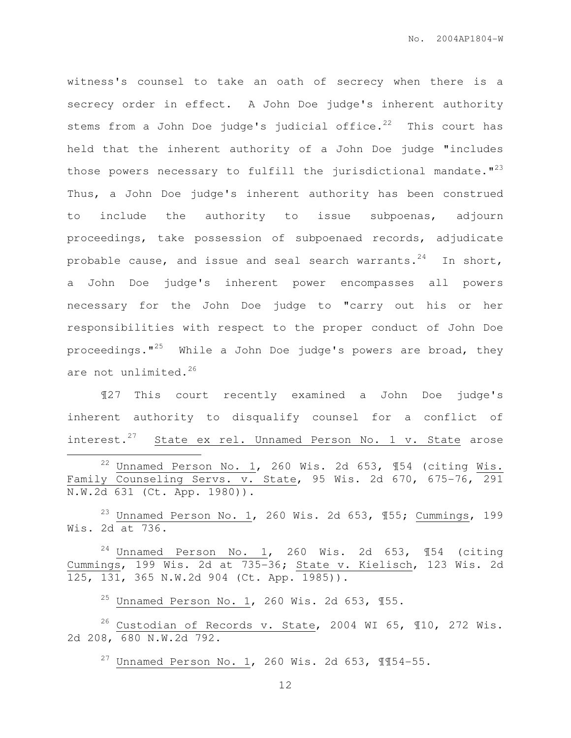witness's counsel to take an oath of secrecy when there is a secrecy order in effect. A John Doe judge's inherent authority stems from a John Doe judge's judicial office.[22] This court has held that the inherent authority of a John Doe judge "includes those powers necessary to fulfill the jurisdictional mandate."[23] Thus, a John Doe judge's inherent authority has been construed to include the authority to issue subpoenas, adjourn proceedings, take possession of subpoenaed records, adjudicate probable cause, and issue and seal search warrants.[24] In short, a John Doe judge's inherent power encompasses all powers necessary for the John Doe judge to "carry out his or her responsibilities with respect to the proper conduct of John Doe proceedings."[25] While a John Doe judge's powers are broad, they are not unlimited.[26]

¶27 This court recently examined a John Doe judge's inherent authority to disqualify counsel for a conflict of interest.[27] State ex rel. Unnamed Person No. 1 v. State arose

---

[22] Unnamed Person No. 1, 260 Wis. 2d 653, ¶54 (citing Wis. Family Counseling Servs. v. State, 95 Wis. 2d 670, 675-76, 291 N.W.2d 631 (Ct. App. 1980)).

[23] Unnamed Person No. 1, 260 Wis. 2d 653, ¶55; Cummings, 199 Wis. 2d at 736.

[24] Unnamed Person No. 1, 260 Wis. 2d 653, ¶54 (citing Cummings, 199 Wis. 2d at 735-36; State v. Kielisch, 123 Wis. 2d 125, 131, 365 N.W.2d 904 (Ct. App. 1985)).

[25] Unnamed Person No. 1, 260 Wis. 2d 653, ¶55.

[26] Custodian of Records v. State, 2004 WI 65, ¶10, 272 Wis. 2d 208, 680 N.W.2d 792.

[27] Unnamed Person No. 1, 260 Wis. 2d 653, ¶¶54-55.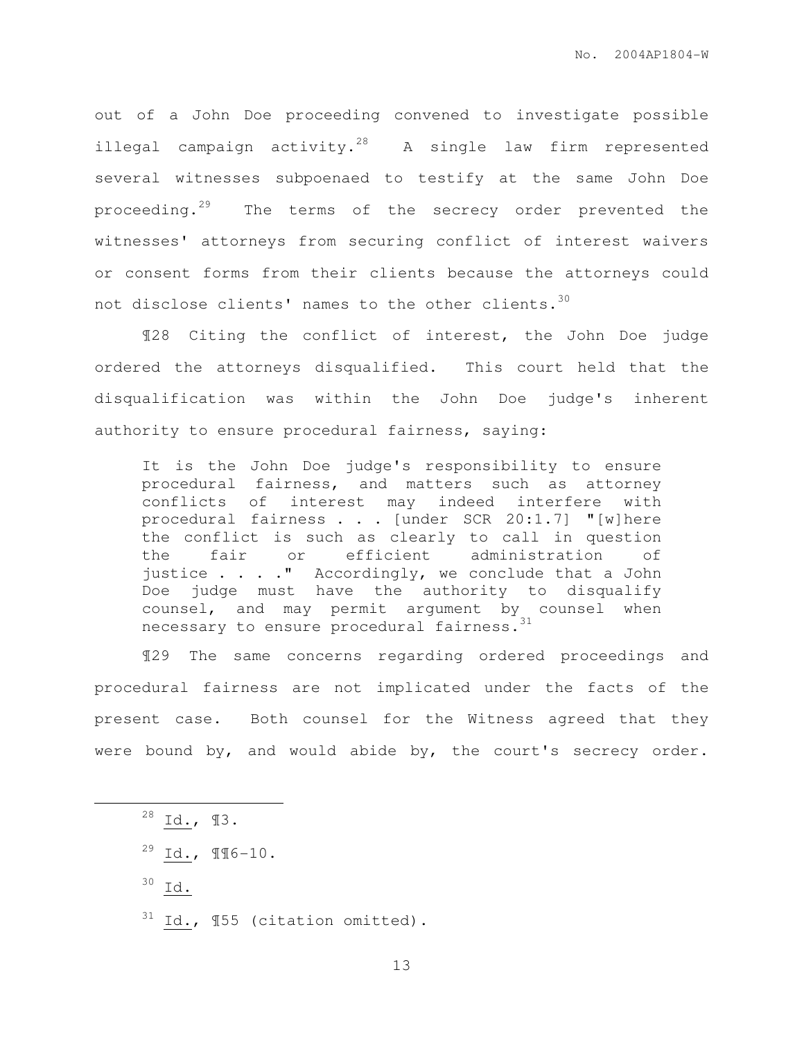out of a John Doe proceeding convened to investigate possible illegal campaign activity.[28] A single law firm represented several witnesses subpoenaed to testify at the same John Doe proceeding.[29] The terms of the secrecy order prevented the witnesses' attorneys from securing conflict of interest waivers or consent forms from their clients because the attorneys could not disclose clients' names to the other clients.[30]

¶28 Citing the conflict of interest, the John Doe judge ordered the attorneys disqualified. This court held that the disqualification was within the John Doe judge's inherent authority to ensure procedural fairness, saying:

> It is the John Doe judge's responsibility to ensure procedural fairness, and matters such as attorney conflicts of interest may indeed interfere with procedural fairness . . . [under SCR 20:1.7] "[w]here the conflict is such as clearly to call in question the fair or efficient administration of justice . . . ." Accordingly, we conclude that a John Doe judge must have the authority to disqualify counsel, and may permit argument by counsel when necessary to ensure procedural fairness.[31]

¶29 The same concerns regarding ordered proceedings and procedural fairness are not implicated under the facts of the present case. Both counsel for the Witness agreed that they were bound by, and would abide by, the court's secrecy order.

---

[28] Id., ¶3.

[29] Id., ¶¶6-10.

[30] Id.

[31] Id., ¶55 (citation omitted).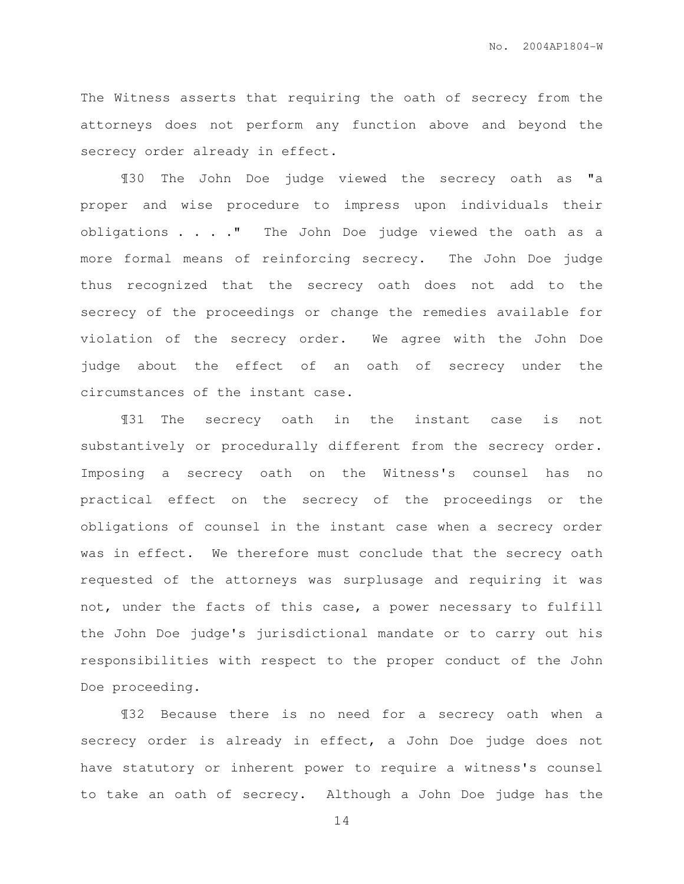The Witness asserts that requiring the oath of secrecy from the attorneys does not perform any function above and beyond the secrecy order already in effect.

¶30 The John Doe judge viewed the secrecy oath as "a proper and wise procedure to impress upon individuals their obligations . . . ." The John Doe judge viewed the oath as a more formal means of reinforcing secrecy. The John Doe judge thus recognized that the secrecy oath does not add to the secrecy of the proceedings or change the remedies available for violation of the secrecy order. We agree with the John Doe judge about the effect of an oath of secrecy under the circumstances of the instant case.

¶31 The secrecy oath in the instant case is not substantively or procedurally different from the secrecy order. Imposing a secrecy oath on the Witness's counsel has no practical effect on the secrecy of the proceedings or the obligations of counsel in the instant case when a secrecy order was in effect. We therefore must conclude that the secrecy oath requested of the attorneys was surplusage and requiring it was not, under the facts of this case, a power necessary to fulfill the John Doe judge's jurisdictional mandate or to carry out his responsibilities with respect to the proper conduct of the John Doe proceeding.

¶32 Because there is no need for a secrecy oath when a secrecy order is already in effect, a John Doe judge does not have statutory or inherent power to require a witness's counsel to take an oath of secrecy. Although a John Doe judge has the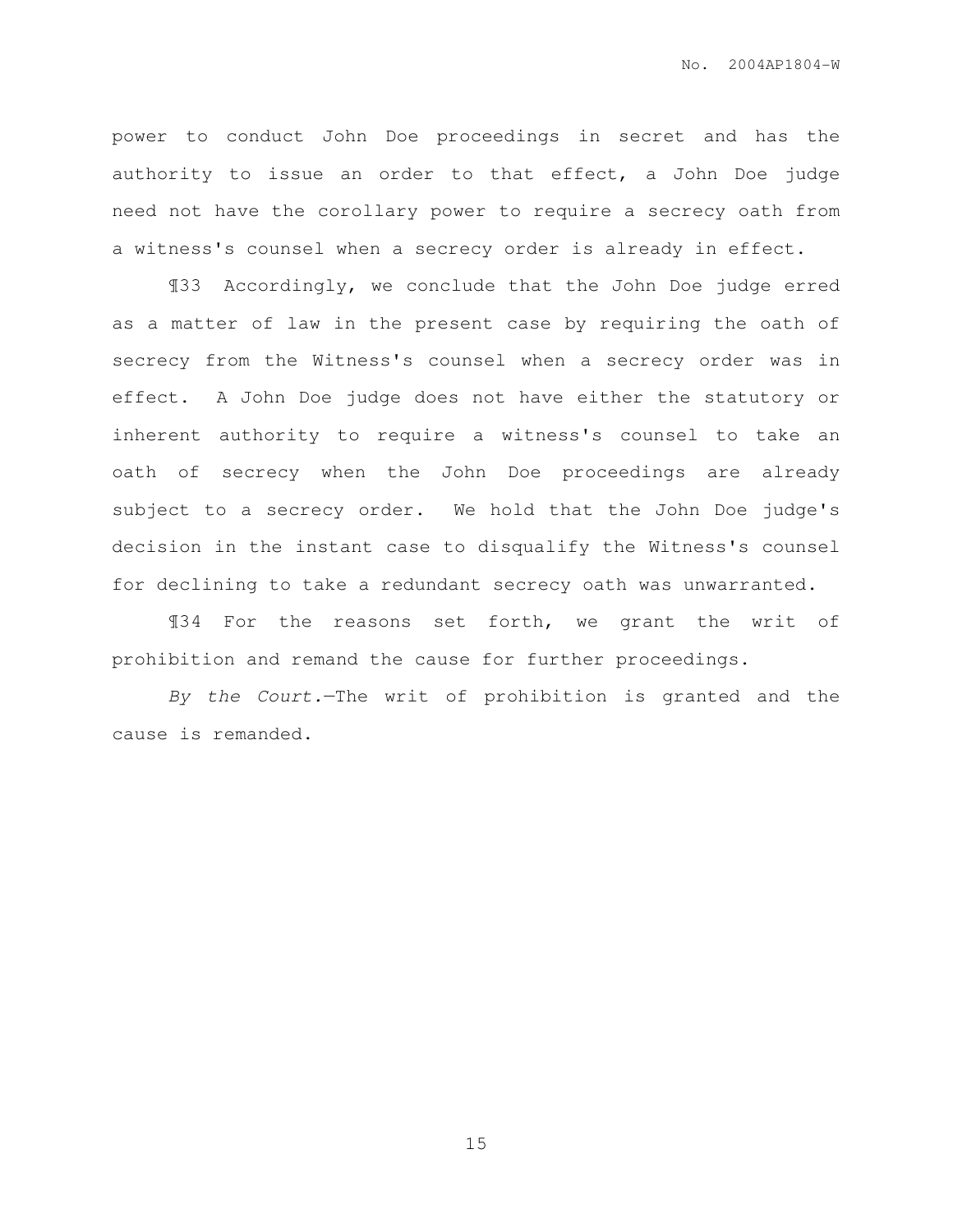power to conduct John Doe proceedings in secret and has the authority to issue an order to that effect, a John Doe judge need not have the corollary power to require a secrecy oath from a witness's counsel when a secrecy order is already in effect.

¶33 Accordingly, we conclude that the John Doe judge erred as a matter of law in the present case by requiring the oath of secrecy from the Witness's counsel when a secrecy order was in effect. A John Doe judge does not have either the statutory or inherent authority to require a witness's counsel to take an oath of secrecy when the John Doe proceedings are already subject to a secrecy order. We hold that the John Doe judge's decision in the instant case to disqualify the Witness's counsel for declining to take a redundant secrecy oath was unwarranted.

¶34 For the reasons set forth, we grant the writ of prohibition and remand the cause for further proceedings.

*By the Court.*—The writ of prohibition is granted and the cause is remanded.